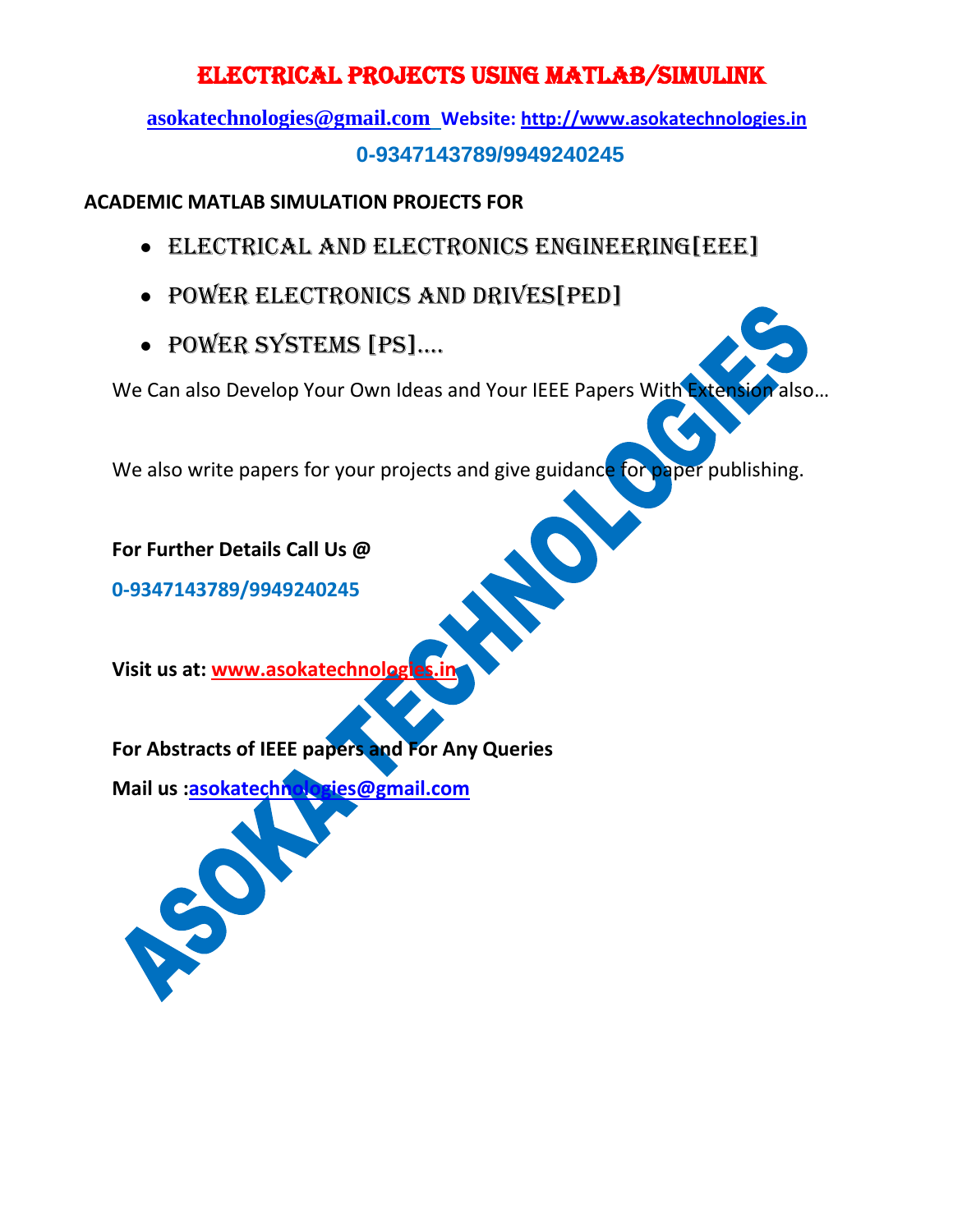# ELECTRICAL PROJECTS USING MATLAB/SIMULINK

**asokatechnologies@gmail.com** **Website: http://www.asokatechnologies.in**

**0-9347143789/9949240245**

**ACADEMIC MATLAB SIMULATION PROJECTS FOR**

- ELECTRICAL AND ELECTRONICS ENGINEERING[EEE]
- POWER ELECTRONICS AND DRIVES[PED]
- POWER SYSTEMS [PS]….

We Can also Develop Your Own Ideas and Your IEEE Papers With Extension also…

We also write papers for your projects and give guidance for paper publishing.

**For Further Details Call Us @**

**0-9347143789/9949240245**

**Visit us at: www.asokatechnologies.in**

**For Abstracts of IEEE papers and For Any Queries**

**Mail us :asokatechnologies@gmail.com**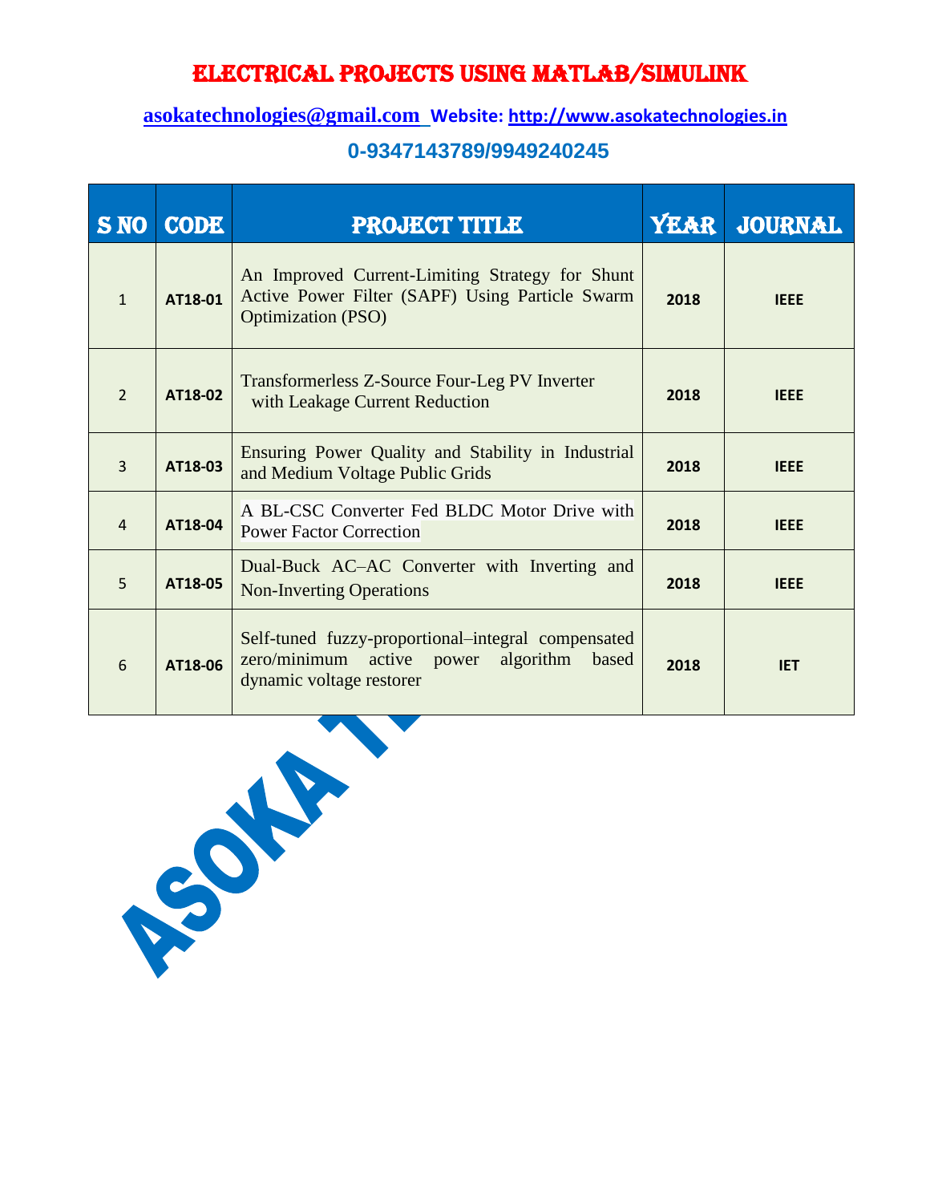# ELECTRICAL PROJECTS USING MATLAB/SIMULINK

asokatechnologies@gmail.com Website: http://www.asokatechnologies.in

0-9347143789/9949240245

| S NO | CODE | PROJECT TITLE | YEAR | JOURNAL |
|---|---|---|---|---|
| 1 | AT18-01 | An Improved Current-Limiting Strategy for Shunt Active Power Filter (SAPF) Using Particle Swarm Optimization (PSO) | 2018 | IEEE |
| 2 | AT18-02 | Transformerless Z-Source Four-Leg PV Inverter with Leakage Current Reduction | 2018 | IEEE |
| 3 | AT18-03 | Ensuring Power Quality and Stability in Industrial and Medium Voltage Public Grids | 2018 | IEEE |
| 4 | AT18-04 | A BL-CSC Converter Fed BLDC Motor Drive with Power Factor Correction | 2018 | IEEE |
| 5 | AT18-05 | Dual-Buck AC–AC Converter with Inverting and Non-Inverting Operations | 2018 | IEEE |
| 6 | AT18-06 | Self-tuned fuzzy-proportional–integral compensated zero/minimum active power algorithm based dynamic voltage restorer | 2018 | IET |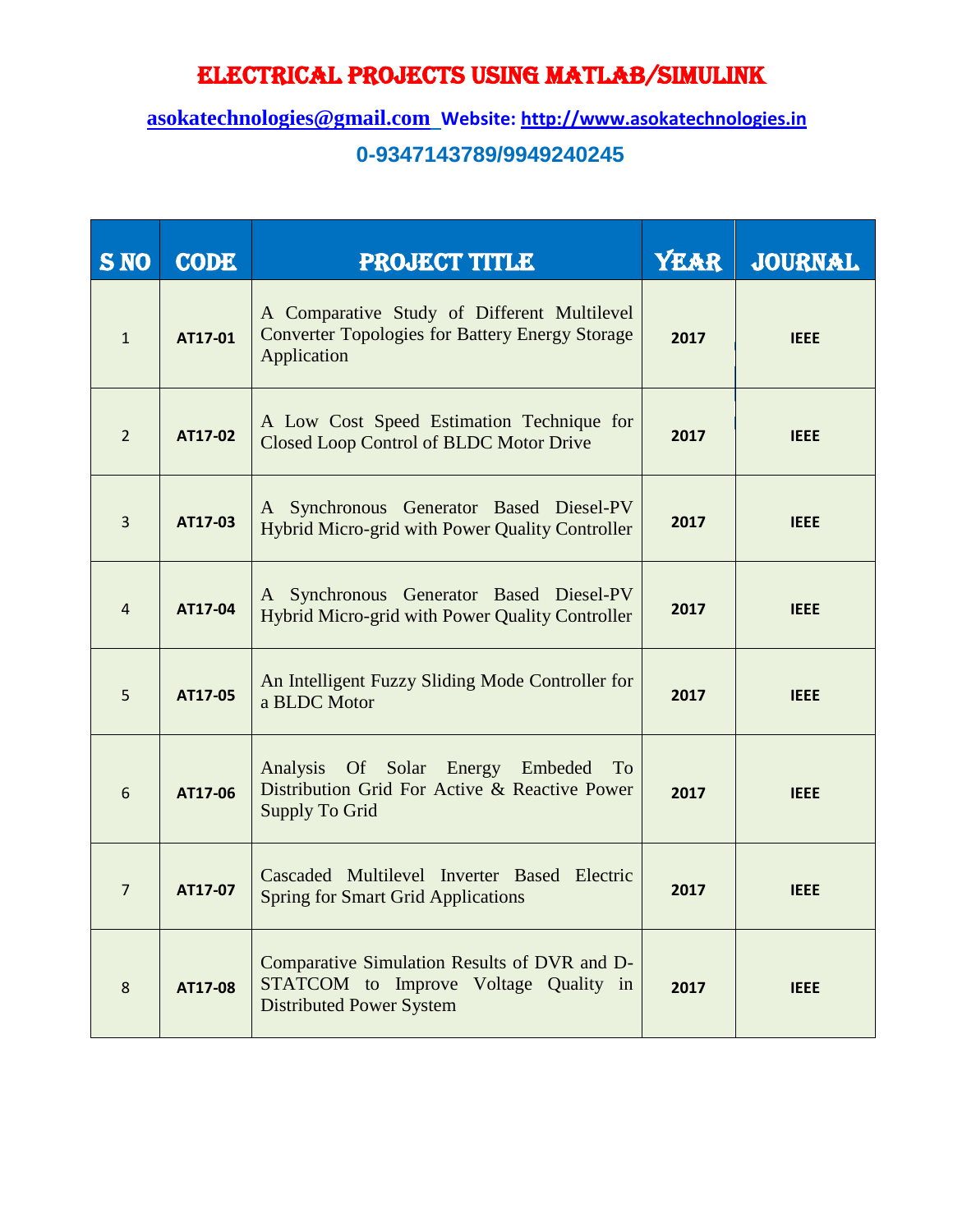# ELECTRICAL PROJECTS USING MATLAB/SIMULINK

**asokatechnologies@gmail.com Website: http://www.asokatechnologies.in**

**0-9347143789/9949240245**

| S NO | CODE | PROJECT TITLE | YEAR | JOURNAL |
|---|---|---|---|---|
| 1 | AT17-01 | A Comparative Study of Different Multilevel Converter Topologies for Battery Energy Storage Application | 2017 | IEEE |
| 2 | AT17-02 | A Low Cost Speed Estimation Technique for Closed Loop Control of BLDC Motor Drive | 2017 | IEEE |
| 3 | AT17-03 | A Synchronous Generator Based Diesel-PV Hybrid Micro-grid with Power Quality Controller | 2017 | IEEE |
| 4 | AT17-04 | A Synchronous Generator Based Diesel-PV Hybrid Micro-grid with Power Quality Controller | 2017 | IEEE |
| 5 | AT17-05 | An Intelligent Fuzzy Sliding Mode Controller for a BLDC Motor | 2017 | IEEE |
| 6 | AT17-06 | Analysis Of Solar Energy Embeded To Distribution Grid For Active & Reactive Power Supply To Grid | 2017 | IEEE |
| 7 | AT17-07 | Cascaded Multilevel Inverter Based Electric Spring for Smart Grid Applications | 2017 | IEEE |
| 8 | AT17-08 | Comparative Simulation Results of DVR and D-STATCOM to Improve Voltage Quality in Distributed Power System | 2017 | IEEE |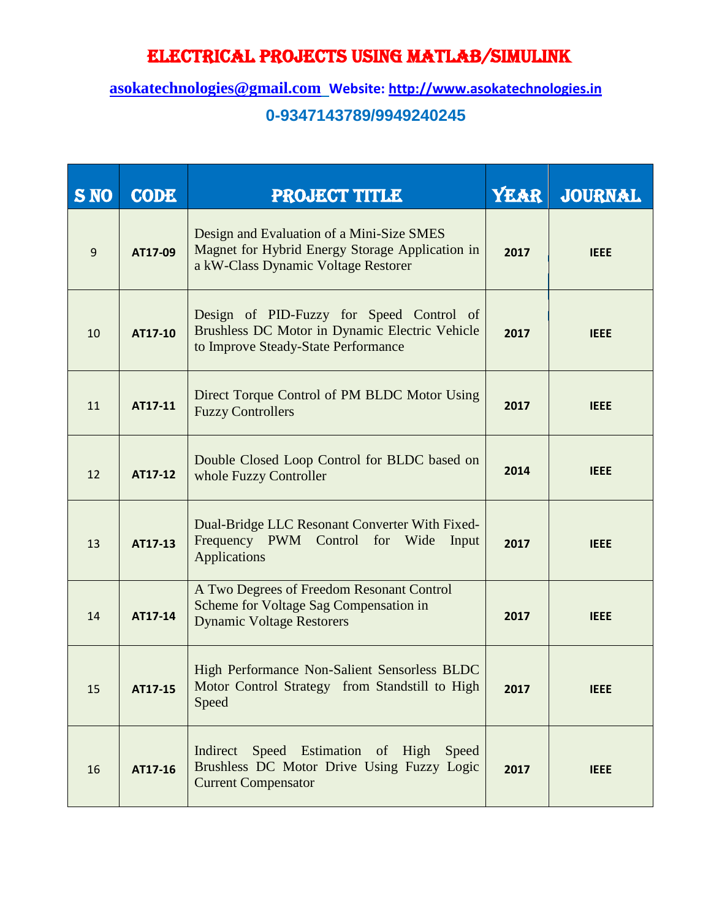# ELECTRICAL PROJECTS USING MATLAB/SIMULINK

**asokatechnologies@gmail.com** **Website: http://www.asokatechnologies.in**

**0-9347143789/9949240245**

| S NO | CODE | PROJECT TITLE | YEAR | JOURNAL |
|---|---|---|---|---|
| 9 | AT17-09 | Design and Evaluation of a Mini-Size SMES Magnet for Hybrid Energy Storage Application in a kW-Class Dynamic Voltage Restorer | 2017 | IEEE |
| 10 | AT17-10 | Design of PID-Fuzzy for Speed Control of Brushless DC Motor in Dynamic Electric Vehicle to Improve Steady-State Performance | 2017 | IEEE |
| 11 | AT17-11 | Direct Torque Control of PM BLDC Motor Using Fuzzy Controllers | 2017 | IEEE |
| 12 | AT17-12 | Double Closed Loop Control for BLDC based on whole Fuzzy Controller | 2014 | IEEE |
| 13 | AT17-13 | Dual-Bridge LLC Resonant Converter With Fixed-Frequency PWM Control for Wide Input Applications | 2017 | IEEE |
| 14 | AT17-14 | A Two Degrees of Freedom Resonant Control Scheme for Voltage Sag Compensation in Dynamic Voltage Restorers | 2017 | IEEE |
| 15 | AT17-15 | High Performance Non-Salient Sensorless BLDC Motor Control Strategy from Standstill to High Speed | 2017 | IEEE |
| 16 | AT17-16 | Indirect Speed Estimation of High Speed Brushless DC Motor Drive Using Fuzzy Logic Current Compensator | 2017 | IEEE |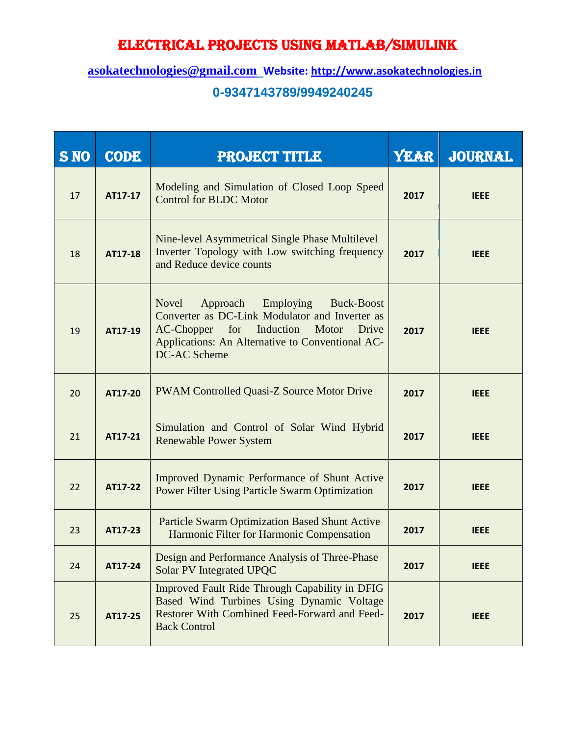# ELECTRICAL PROJECTS USING MATLAB/SIMULINK

**asokatechnologies@gmail.com** **Website: http://www.asokatechnologies.in**

**0-9347143789/9949240245**

| S NO | CODE | PROJECT TITLE | YEAR | JOURNAL |
|---|---|---|---|---|
| 17 | **AT17-17** | Modeling and Simulation of Closed Loop Speed Control for BLDC Motor | **2017** | **IEEE** |
| 18 | **AT17-18** | Nine-level Asymmetrical Single Phase Multilevel Inverter Topology with Low switching frequency and Reduce device counts | **2017** | **IEEE** |
| 19 | **AT17-19** | Novel Approach Employing Buck-Boost Converter as DC-Link Modulator and Inverter as AC-Chopper for Induction Motor Drive Applications: An Alternative to Conventional AC-DC-AC Scheme | **2017** | **IEEE** |
| 20 | **AT17-20** | PWAM Controlled Quasi-Z Source Motor Drive | **2017** | **IEEE** |
| 21 | **AT17-21** | Simulation and Control of Solar Wind Hybrid Renewable Power System | **2017** | **IEEE** |
| 22 | **AT17-22** | Improved Dynamic Performance of Shunt Active Power Filter Using Particle Swarm Optimization | **2017** | **IEEE** |
| 23 | **AT17-23** | Particle Swarm Optimization Based Shunt Active Harmonic Filter for Harmonic Compensation | **2017** | **IEEE** |
| 24 | **AT17-24** | Design and Performance Analysis of Three-Phase Solar PV Integrated UPQC | **2017** | **IEEE** |
| 25 | **AT17-25** | Improved Fault Ride Through Capability in DFIG Based Wind Turbines Using Dynamic Voltage Restorer With Combined Feed-Forward and Feed-Back Control | **2017** | **IEEE** |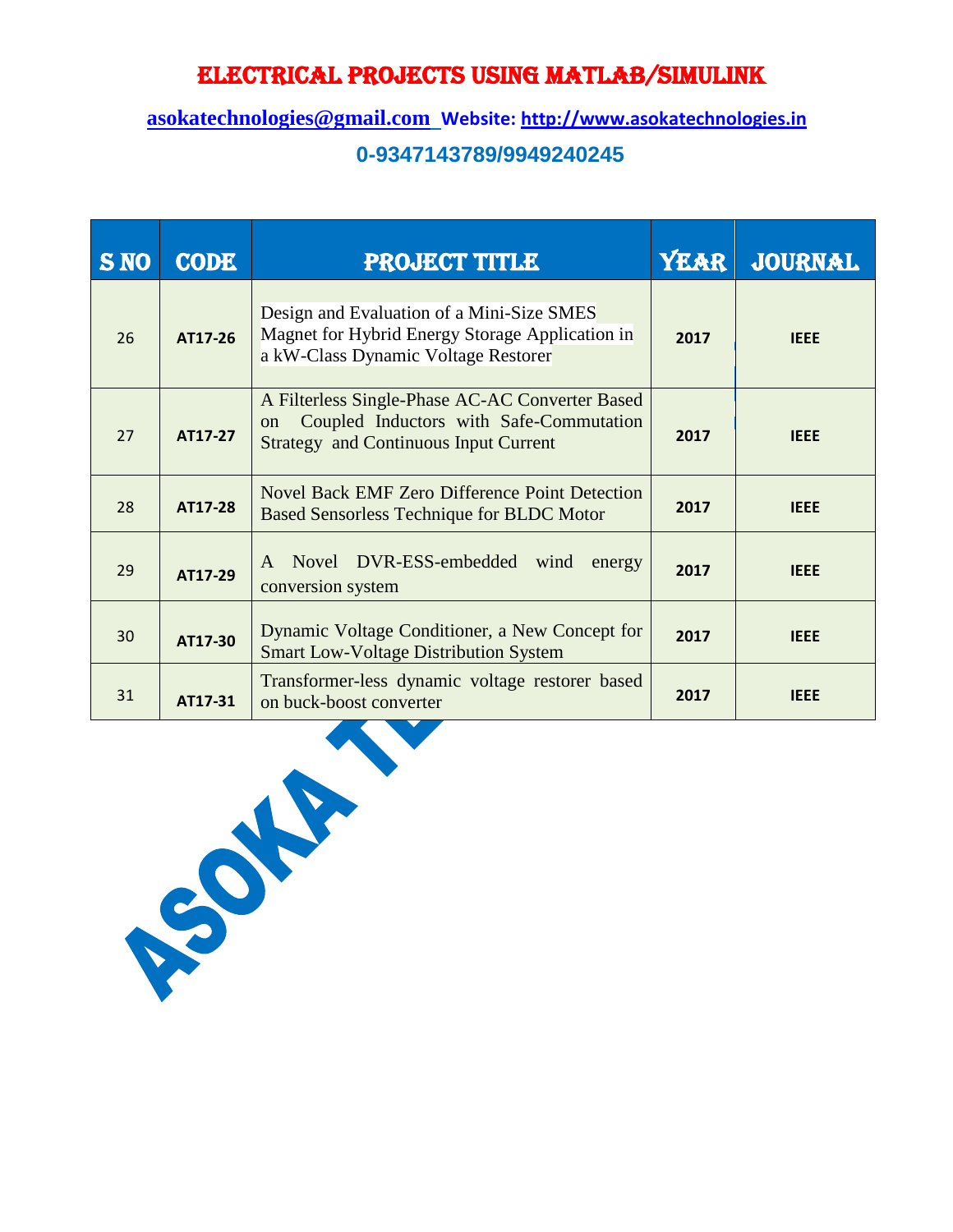# ELECTRICAL PROJECTS USING MATLAB/SIMULINK

**asokatechnologies@gmail.com** **Website: http://www.asokatechnologies.in**

**0-9347143789/9949240245**

| S NO | CODE | PROJECT TITLE | YEAR | JOURNAL |
|---|---|---|---|---|
| 26 | **AT17-26** | Design and Evaluation of a Mini-Size SMES Magnet for Hybrid Energy Storage Application in a kW-Class Dynamic Voltage Restorer | **2017** | **IEEE** |
| 27 | **AT17-27** | A Filterless Single-Phase AC-AC Converter Based on Coupled Inductors with Safe-Commutation Strategy and Continuous Input Current | **2017** | **IEEE** |
| 28 | **AT17-28** | Novel Back EMF Zero Difference Point Detection Based Sensorless Technique for BLDC Motor | **2017** | **IEEE** |
| 29 | **AT17-29** | A Novel DVR-ESS-embedded wind energy conversion system | **2017** | **IEEE** |
| 30 | **AT17-30** | Dynamic Voltage Conditioner, a New Concept for Smart Low-Voltage Distribution System | **2017** | **IEEE** |
| 31 | **AT17-31** | Transformer-less dynamic voltage restorer based on buck-boost converter | **2017** | **IEEE** |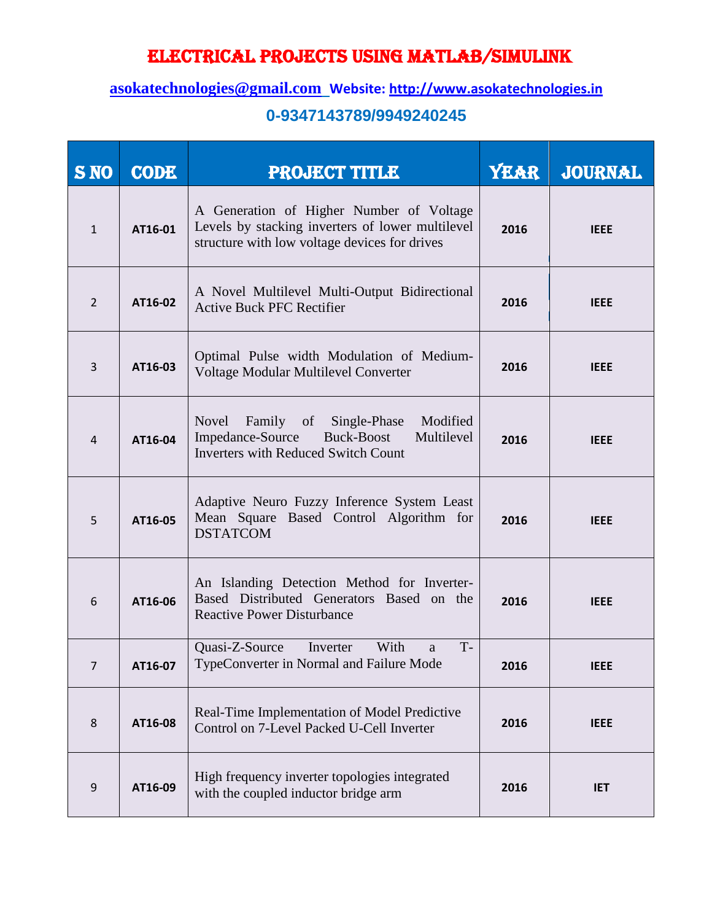# ELECTRICAL PROJECTS USING MATLAB/SIMULINK

**asokatechnologies@gmail.com Website: http://www.asokatechnologies.in**

**0-9347143789/9949240245**

| S NO | CODE | PROJECT TITLE | YEAR | JOURNAL |
|---|---|---|---|---|
| 1 | **AT16-01** | A Generation of Higher Number of Voltage Levels by stacking inverters of lower multilevel structure with low voltage devices for drives | **2016** | **IEEE** |
| 2 | **AT16-02** | A Novel Multilevel Multi-Output Bidirectional Active Buck PFC Rectifier | **2016** | **IEEE** |
| 3 | **AT16-03** | Optimal Pulse width Modulation of Medium-Voltage Modular Multilevel Converter | **2016** | **IEEE** |
| 4 | **AT16-04** | Novel Family of Single-Phase Modified Impedance-Source Buck-Boost Multilevel Inverters with Reduced Switch Count | **2016** | **IEEE** |
| 5 | **AT16-05** | Adaptive Neuro Fuzzy Inference System Least Mean Square Based Control Algorithm for DSTATCOM | **2016** | **IEEE** |
| 6 | **AT16-06** | An Islanding Detection Method for Inverter-Based Distributed Generators Based on the Reactive Power Disturbance | **2016** | **IEEE** |
| 7 | **AT16-07** | Quasi-Z-Source Inverter With a T-TypeConverter in Normal and Failure Mode | **2016** | **IEEE** |
| 8 | **AT16-08** | Real-Time Implementation of Model Predictive Control on 7-Level Packed U-Cell Inverter | **2016** | **IEEE** |
| 9 | **AT16-09** | High frequency inverter topologies integrated with the coupled inductor bridge arm | **2016** | **IET** |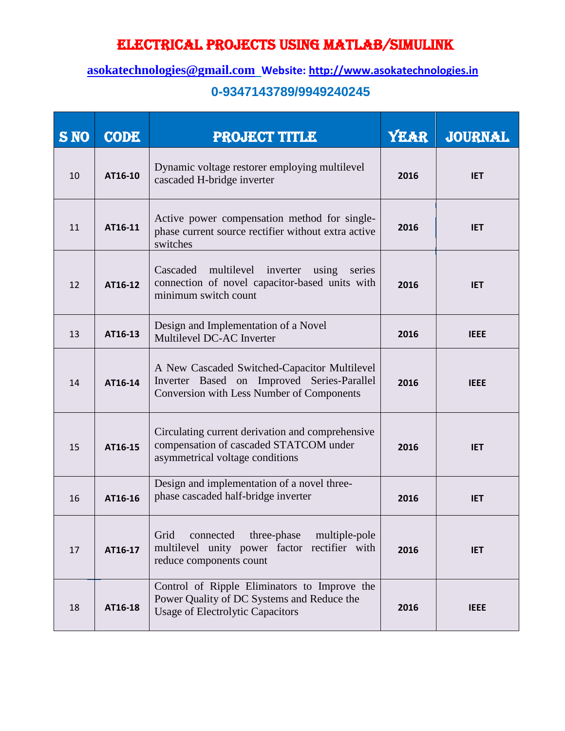# ELECTRICAL PROJECTS USING MATLAB/SIMULINK

**asokatechnologies@gmail.com Website: http://www.asokatechnologies.in**

**0-9347143789/9949240245**

| S NO | CODE | PROJECT TITLE | YEAR | JOURNAL |
|---|---|---|---|---|
| 10 | AT16-10 | Dynamic voltage restorer employing multilevel cascaded H-bridge inverter | 2016 | IET |
| 11 | AT16-11 | Active power compensation method for single-phase current source rectifier without extra active switches | 2016 | IET |
| 12 | AT16-12 | Cascaded multilevel inverter using series connection of novel capacitor-based units with minimum switch count | 2016 | IET |
| 13 | AT16-13 | Design and Implementation of a Novel Multilevel DC-AC Inverter | 2016 | IEEE |
| 14 | AT16-14 | A New Cascaded Switched-Capacitor Multilevel Inverter Based on Improved Series-Parallel Conversion with Less Number of Components | 2016 | IEEE |
| 15 | AT16-15 | Circulating current derivation and comprehensive compensation of cascaded STATCOM under asymmetrical voltage conditions | 2016 | IET |
| 16 | AT16-16 | Design and implementation of a novel three-phase cascaded half-bridge inverter | 2016 | IET |
| 17 | AT16-17 | Grid connected three-phase multiple-pole multilevel unity power factor rectifier with reduce components count | 2016 | IET |
| 18 | AT16-18 | Control of Ripple Eliminators to Improve the Power Quality of DC Systems and Reduce the Usage of Electrolytic Capacitors | 2016 | IEEE |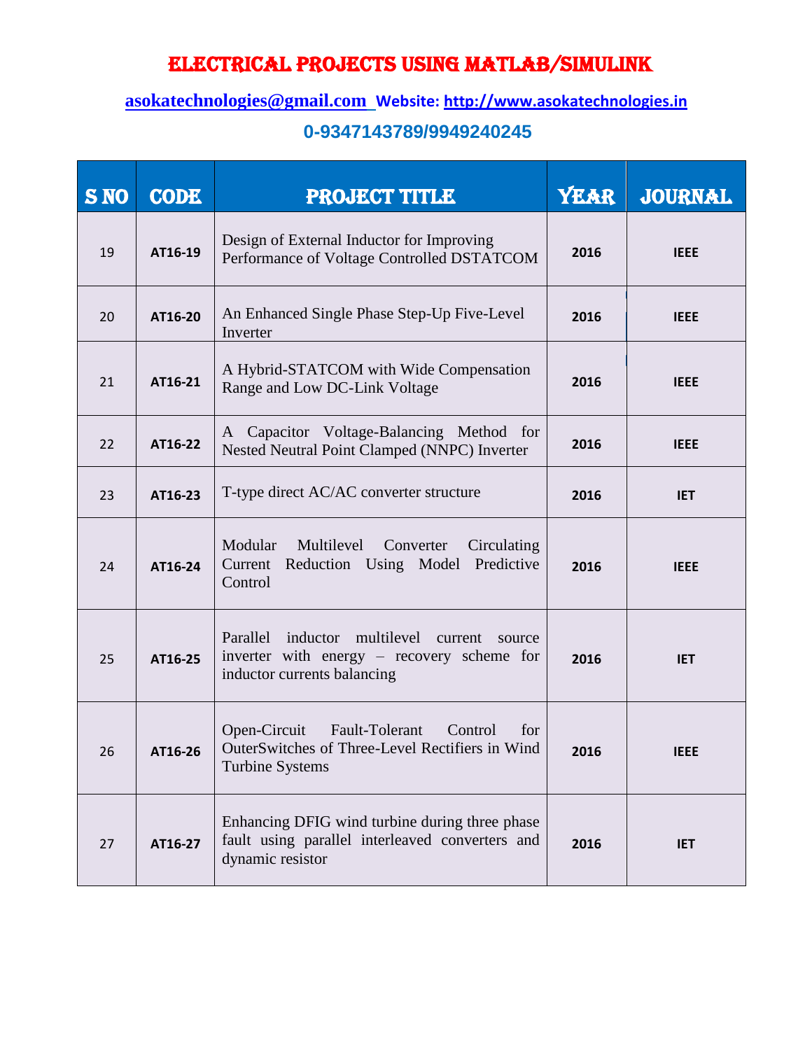# ELECTRICAL PROJECTS USING MATLAB/SIMULINK

**asokatechnologies@gmail.com Website: http://www.asokatechnologies.in**

## 0-9347143789/9949240245

| S NO | CODE | PROJECT TITLE | YEAR | JOURNAL |
|---|---|---|---|---|
| 19 | **AT16-19** | Design of External Inductor for Improving Performance of Voltage Controlled DSTATCOM | **2016** | **IEEE** |
| 20 | **AT16-20** | An Enhanced Single Phase Step-Up Five-Level Inverter | **2016** | **IEEE** |
| 21 | **AT16-21** | A Hybrid-STATCOM with Wide Compensation Range and Low DC-Link Voltage | **2016** | **IEEE** |
| 22 | **AT16-22** | A Capacitor Voltage-Balancing Method for Nested Neutral Point Clamped (NNPC) Inverter | **2016** | **IEEE** |
| 23 | **AT16-23** | T-type direct AC/AC converter structure | **2016** | **IET** |
| 24 | **AT16-24** | Modular Multilevel Converter Circulating Current Reduction Using Model Predictive Control | **2016** | **IEEE** |
| 25 | **AT16-25** | Parallel inductor multilevel current source inverter with energy – recovery scheme for inductor currents balancing | **2016** | **IET** |
| 26 | **AT16-26** | Open-Circuit Fault-Tolerant Control for OuterSwitches of Three-Level Rectifiers in Wind Turbine Systems | **2016** | **IEEE** |
| 27 | **AT16-27** | Enhancing DFIG wind turbine during three phase fault using parallel interleaved converters and dynamic resistor | **2016** | **IET** |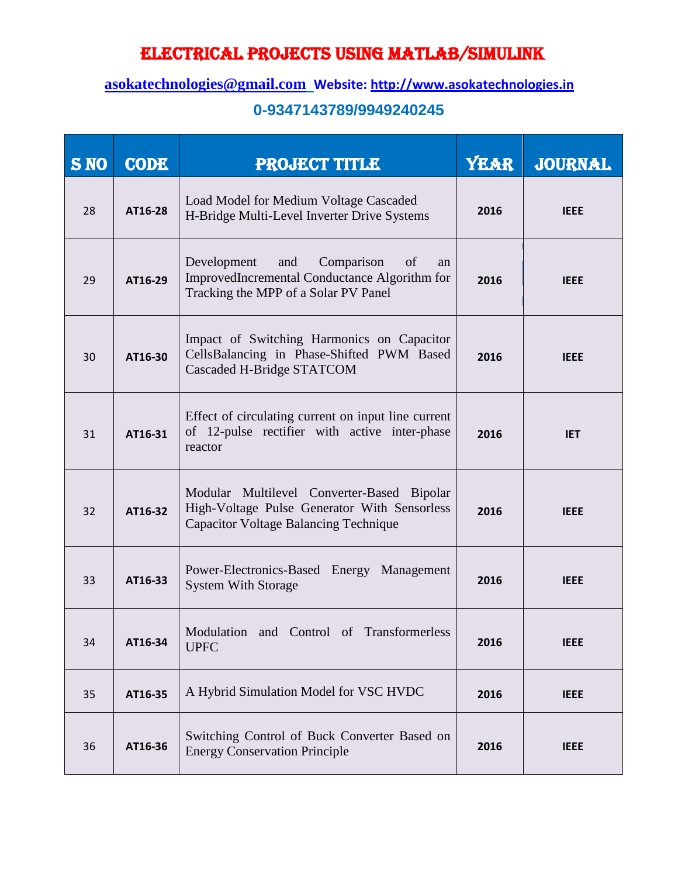# ELECTRICAL PROJECTS USING MATLAB/SIMULINK

**asokatechnologies@gmail.com Website: http://www.asokatechnologies.in**

**0-9347143789/9949240245**

| S NO | CODE | PROJECT TITLE | YEAR | JOURNAL |
|---|---|---|---|---|
| 28 | AT16-28 | Load Model for Medium Voltage Cascaded H-Bridge Multi-Level Inverter Drive Systems | 2016 | IEEE |
| 29 | AT16-29 | Development and Comparison of an ImprovedIncremental Conductance Algorithm for Tracking the MPP of a Solar PV Panel | 2016 | IEEE |
| 30 | AT16-30 | Impact of Switching Harmonics on Capacitor CellsBalancing in Phase-Shifted PWM Based Cascaded H-Bridge STATCOM | 2016 | IEEE |
| 31 | AT16-31 | Effect of circulating current on input line current of 12-pulse rectifier with active inter-phase reactor | 2016 | IET |
| 32 | AT16-32 | Modular Multilevel Converter-Based Bipolar High-Voltage Pulse Generator With Sensorless Capacitor Voltage Balancing Technique | 2016 | IEEE |
| 33 | AT16-33 | Power-Electronics-Based Energy Management System With Storage | 2016 | IEEE |
| 34 | AT16-34 | Modulation and Control of Transformerless UPFC | 2016 | IEEE |
| 35 | AT16-35 | A Hybrid Simulation Model for VSC HVDC | 2016 | IEEE |
| 36 | AT16-36 | Switching Control of Buck Converter Based on Energy Conservation Principle | 2016 | IEEE |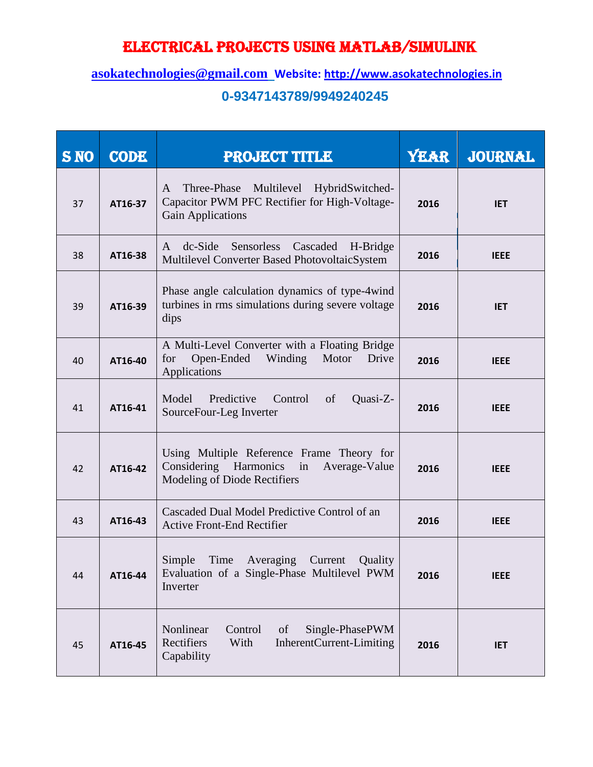# ELECTRICAL PROJECTS USING MATLAB/SIMULINK

**asokatechnologies@gmail.com Website: http://www.asokatechnologies.in**

**0-9347143789/9949240245**

| S NO | CODE | PROJECT TITLE | YEAR | JOURNAL |
|---|---|---|---|---|
| 37 | **AT16-37** | A Three-Phase Multilevel HybridSwitched-Capacitor PWM PFC Rectifier for High-Voltage-Gain Applications | **2016** | **IET** |
| 38 | **AT16-38** | A dc-Side Sensorless Cascaded H-Bridge Multilevel Converter Based PhotovoltaicSystem | **2016** | **IEEE** |
| 39 | **AT16-39** | Phase angle calculation dynamics of type-4wind turbines in rms simulations during severe voltage dips | **2016** | **IET** |
| 40 | **AT16-40** | A Multi-Level Converter with a Floating Bridge for Open-Ended Winding Motor Drive Applications | **2016** | **IEEE** |
| 41 | **AT16-41** | Model Predictive Control of Quasi-Z-SourceFour-Leg Inverter | **2016** | **IEEE** |
| 42 | **AT16-42** | Using Multiple Reference Frame Theory for Considering Harmonics in Average-Value Modeling of Diode Rectifiers | **2016** | **IEEE** |
| 43 | **AT16-43** | Cascaded Dual Model Predictive Control of an Active Front-End Rectifier | **2016** | **IEEE** |
| 44 | **AT16-44** | Simple Time Averaging Current Quality Evaluation of a Single-Phase Multilevel PWM Inverter | **2016** | **IEEE** |
| 45 | **AT16-45** | Nonlinear Control of Single-PhasePWM Rectifiers With InherentCurrent-Limiting Capability | **2016** | **IET** |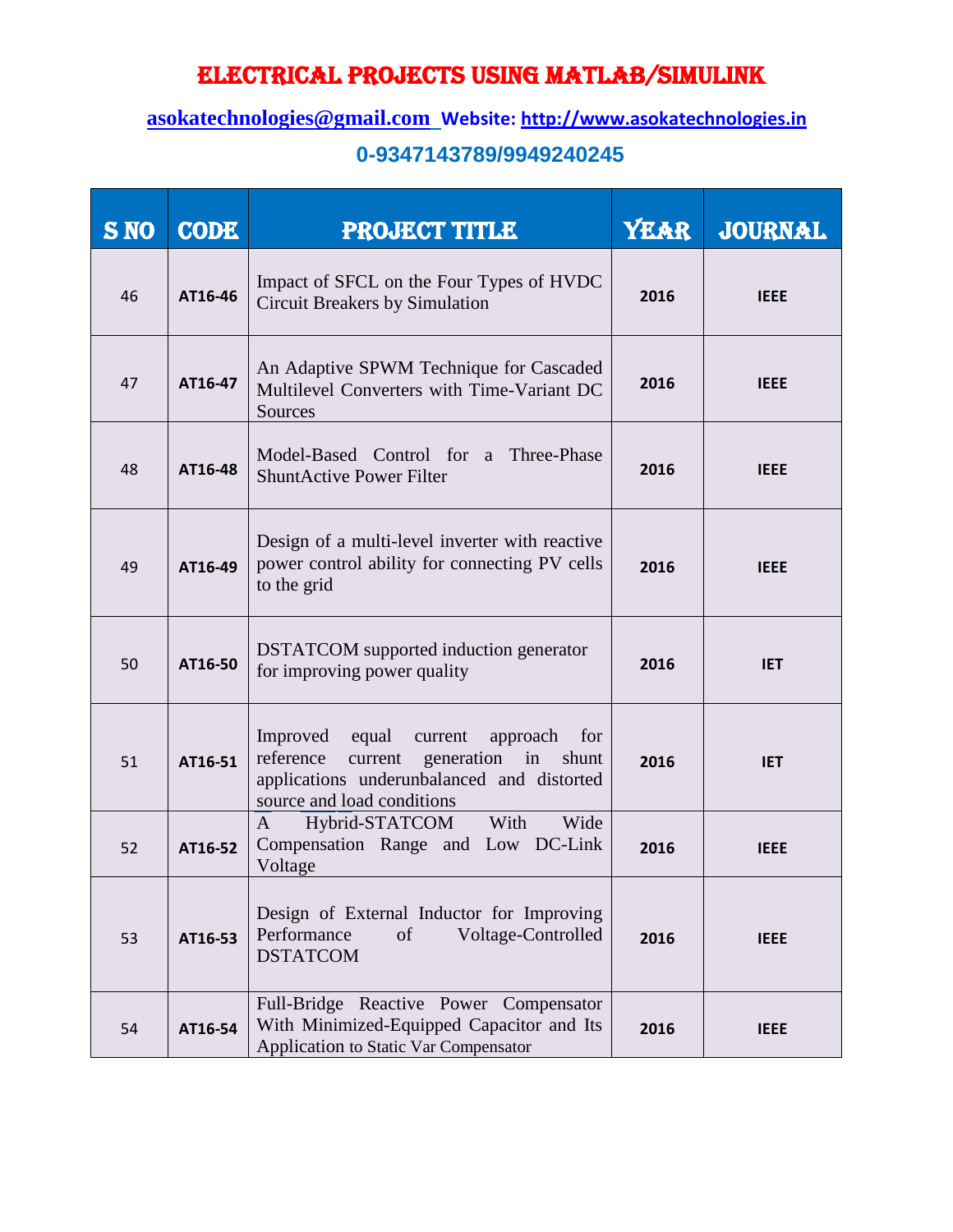# ELECTRICAL PROJECTS USING MATLAB/SIMULINK

**asokatechnologies@gmail.com** **Website: http://www.asokatechnologies.in**

**0-9347143789/9949240245**

| S NO | CODE | PROJECT TITLE | YEAR | JOURNAL |
|---|---|---|---|---|
| 46 | **AT16-46** | Impact of SFCL on the Four Types of HVDC Circuit Breakers by Simulation | **2016** | **IEEE** |
| 47 | **AT16-47** | An Adaptive SPWM Technique for Cascaded Multilevel Converters with Time-Variant DC Sources | **2016** | **IEEE** |
| 48 | **AT16-48** | Model-Based Control for a Three-Phase ShuntActive Power Filter | **2016** | **IEEE** |
| 49 | **AT16-49** | Design of a multi-level inverter with reactive power control ability for connecting PV cells to the grid | **2016** | **IEEE** |
| 50 | **AT16-50** | DSTATCOM supported induction generator for improving power quality | **2016** | **IET** |
| 51 | **AT16-51** | Improved equal current approach for reference current generation in shunt applications underunbalanced and distorted source and load conditions | **2016** | **IET** |
| 52 | **AT16-52** | A Hybrid-STATCOM With Wide Compensation Range and Low DC-Link Voltage | **2016** | **IEEE** |
| 53 | **AT16-53** | Design of External Inductor for Improving Performance of Voltage-Controlled DSTATCOM | **2016** | **IEEE** |
| 54 | **AT16-54** | Full-Bridge Reactive Power Compensator With Minimized-Equipped Capacitor and Its Application to Static Var Compensator | **2016** | **IEEE** |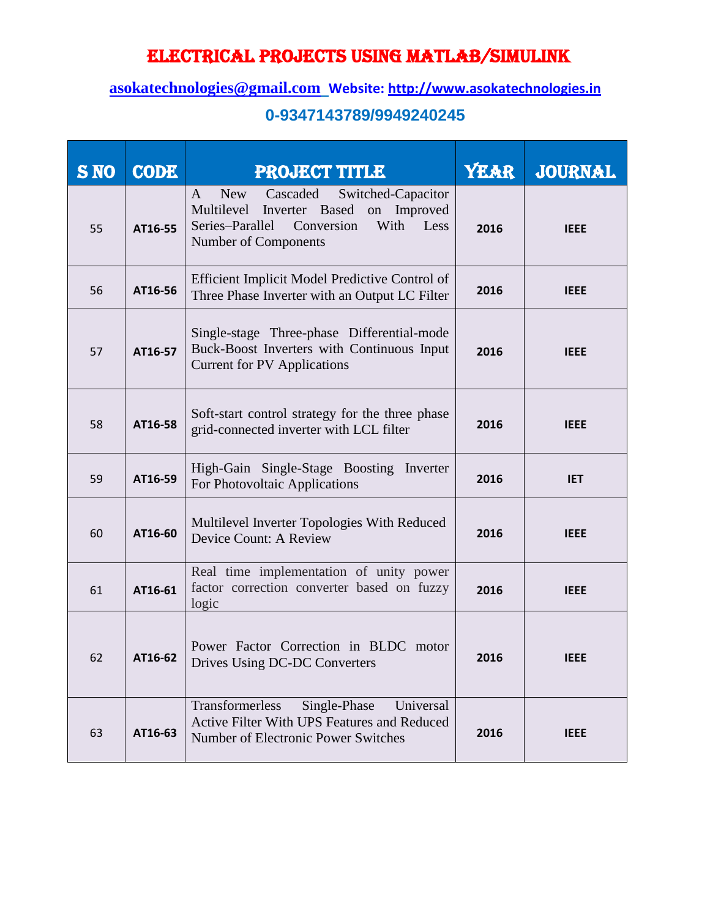# ELECTRICAL PROJECTS USING MATLAB/SIMULINK

**asokatechnologies@gmail.com Website: http://www.asokatechnologies.in**

**0-9347143789/9949240245**

| S NO | CODE | PROJECT TITLE | YEAR | JOURNAL |
|---|---|---|---|---|
| 55 | **AT16-55** | A New Cascaded Switched-Capacitor Multilevel Inverter Based on Improved Series–Parallel Conversion With Less Number of Components | **2016** | **IEEE** |
| 56 | **AT16-56** | Efficient Implicit Model Predictive Control of Three Phase Inverter with an Output LC Filter | **2016** | **IEEE** |
| 57 | **AT16-57** | Single-stage Three-phase Differential-mode Buck-Boost Inverters with Continuous Input Current for PV Applications | **2016** | **IEEE** |
| 58 | **AT16-58** | Soft-start control strategy for the three phase grid-connected inverter with LCL filter | **2016** | **IEEE** |
| 59 | **AT16-59** | High-Gain Single-Stage Boosting Inverter For Photovoltaic Applications | **2016** | **IET** |
| 60 | **AT16-60** | Multilevel Inverter Topologies With Reduced Device Count: A Review | **2016** | **IEEE** |
| 61 | **AT16-61** | Real time implementation of unity power factor correction converter based on fuzzy logic | **2016** | **IEEE** |
| 62 | **AT16-62** | Power Factor Correction in BLDC motor Drives Using DC-DC Converters | **2016** | **IEEE** |
| 63 | **AT16-63** | Transformerless Single-Phase Universal Active Filter With UPS Features and Reduced Number of Electronic Power Switches | **2016** | **IEEE** |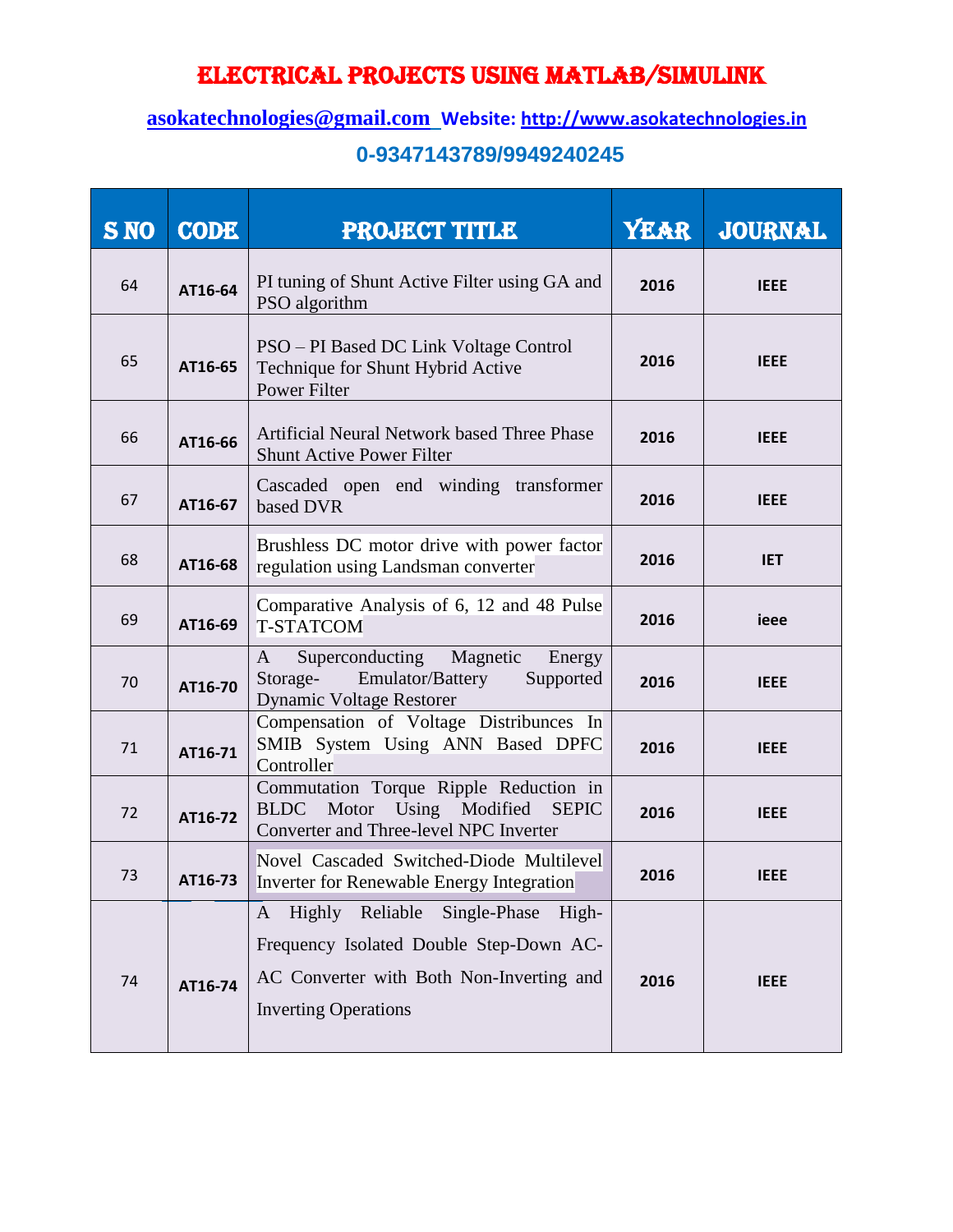# ELECTRICAL PROJECTS USING MATLAB/SIMULINK

asokatechnologies@gmail.com Website: http://www.asokatechnologies.in

**0-9347143789/9949240245**

| S NO | CODE | PROJECT TITLE | YEAR | JOURNAL |
|---|---|---|---|---|
| 64 | AT16-64 | PI tuning of Shunt Active Filter using GA and PSO algorithm | 2016 | IEEE |
| 65 | AT16-65 | PSO – PI Based DC Link Voltage Control Technique for Shunt Hybrid Active Power Filter | 2016 | IEEE |
| 66 | AT16-66 | Artificial Neural Network based Three Phase Shunt Active Power Filter | 2016 | IEEE |
| 67 | AT16-67 | Cascaded open end winding transformer based DVR | 2016 | IEEE |
| 68 | AT16-68 | Brushless DC motor drive with power factor regulation using Landsman converter | 2016 | IET |
| 69 | AT16-69 | Comparative Analysis of 6, 12 and 48 Pulse T-STATCOM | 2016 | ieee |
| 70 | AT16-70 | A Superconducting Magnetic Energy Storage- Emulator/Battery Supported Dynamic Voltage Restorer | 2016 | IEEE |
| 71 | AT16-71 | Compensation of Voltage Distribunces In SMIB System Using ANN Based DPFC Controller | 2016 | IEEE |
| 72 | AT16-72 | Commutation Torque Ripple Reduction in BLDC Motor Using Modified SEPIC Converter and Three-level NPC Inverter | 2016 | IEEE |
| 73 | AT16-73 | Novel Cascaded Switched-Diode Multilevel Inverter for Renewable Energy Integration | 2016 | IEEE |
| 74 | AT16-74 | A Highly Reliable Single-Phase High-Frequency Isolated Double Step-Down AC-AC Converter with Both Non-Inverting and Inverting Operations | 2016 | IEEE |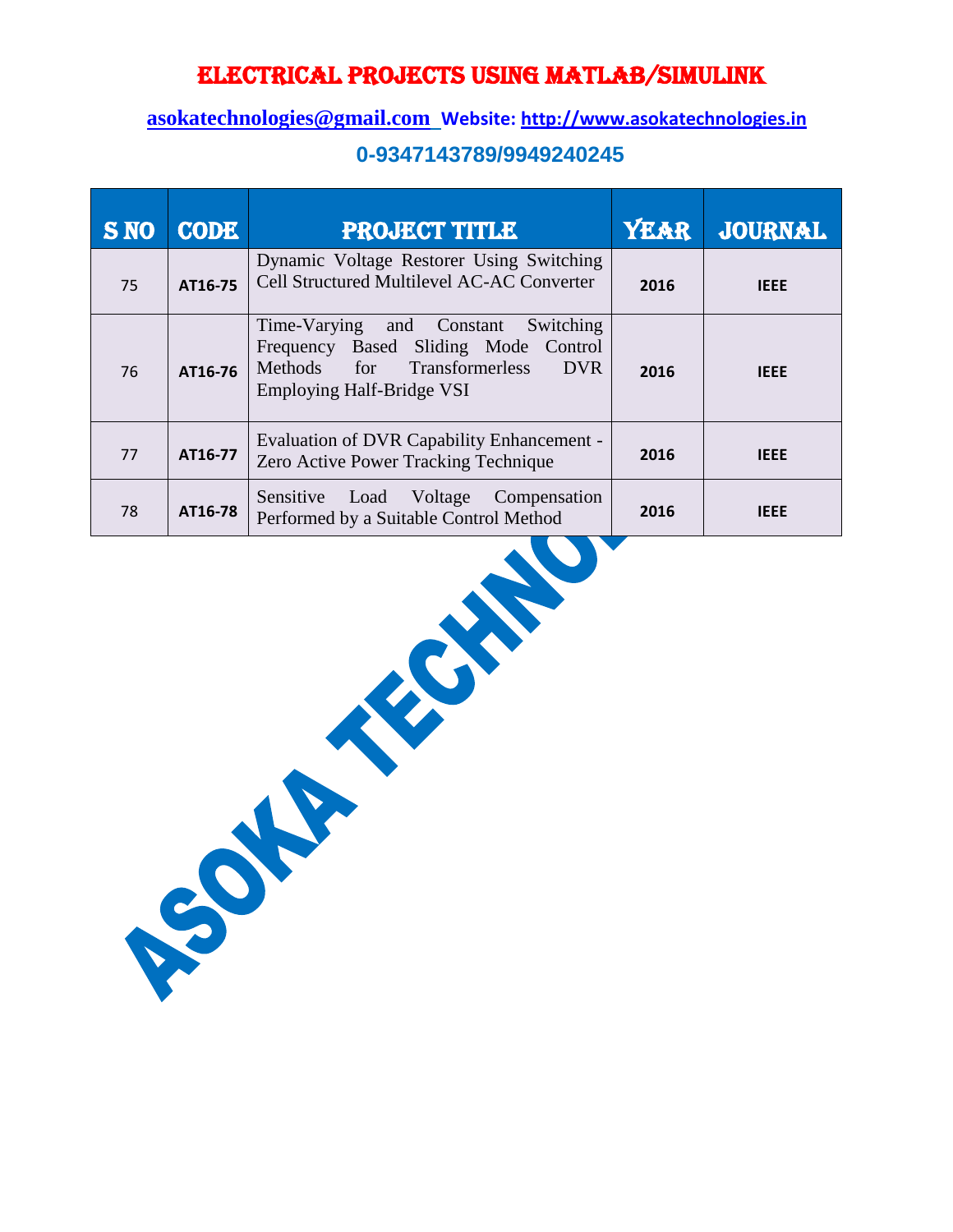# ELECTRICAL PROJECTS USING MATLAB/SIMULINK

**asokatechnologies@gmail.com** **Website: http://www.asokatechnologies.in**

**0-9347143789/9949240245**

| S NO | CODE | PROJECT TITLE | YEAR | JOURNAL |
|---|---|---|---|---|
| 75 | AT16-75 | Dynamic Voltage Restorer Using Switching Cell Structured Multilevel AC-AC Converter | 2016 | IEEE |
| 76 | AT16-76 | Time-Varying and Constant Switching Frequency Based Sliding Mode Control Methods for Transformerless DVR Employing Half-Bridge VSI | 2016 | IEEE |
| 77 | AT16-77 | Evaluation of DVR Capability Enhancement - Zero Active Power Tracking Technique | 2016 | IEEE |
| 78 | AT16-78 | Sensitive Load Voltage Compensation Performed by a Suitable Control Method | 2016 | IEEE |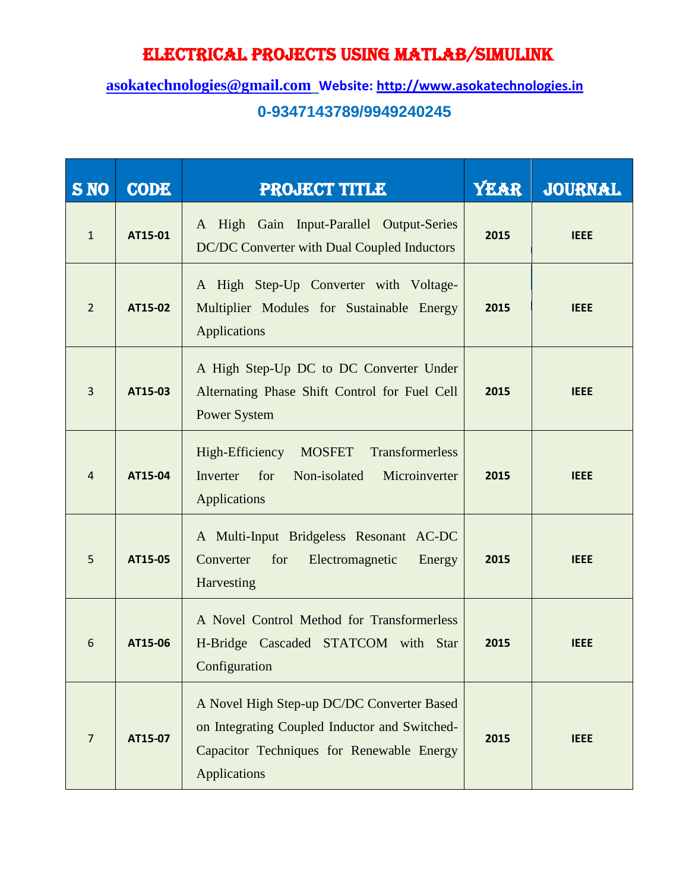# ELECTRICAL PROJECTS USING MATLAB/SIMULINK

**asokatechnologies@gmail.com Website: http://www.asokatechnologies.in**

**0-9347143789/9949240245**

| S NO | CODE | PROJECT TITLE | YEAR | JOURNAL |
|---|---|---|---|---|
| 1 | **AT15-01** | A High Gain Input-Parallel Output-Series DC/DC Converter with Dual Coupled Inductors | **2015** | **IEEE** |
| 2 | **AT15-02** | A High Step-Up Converter with Voltage-Multiplier Modules for Sustainable Energy Applications | **2015** | **IEEE** |
| 3 | **AT15-03** | A High Step-Up DC to DC Converter Under Alternating Phase Shift Control for Fuel Cell Power System | **2015** | **IEEE** |
| 4 | **AT15-04** | High-Efficiency MOSFET Transformerless Inverter for Non-isolated Microinverter Applications | **2015** | **IEEE** |
| 5 | **AT15-05** | A Multi-Input Bridgeless Resonant AC-DC Converter for Electromagnetic Energy Harvesting | **2015** | **IEEE** |
| 6 | **AT15-06** | A Novel Control Method for Transformerless H-Bridge Cascaded STATCOM with Star Configuration | **2015** | **IEEE** |
| 7 | **AT15-07** | A Novel High Step-up DC/DC Converter Based on Integrating Coupled Inductor and Switched-Capacitor Techniques for Renewable Energy Applications | **2015** | **IEEE** |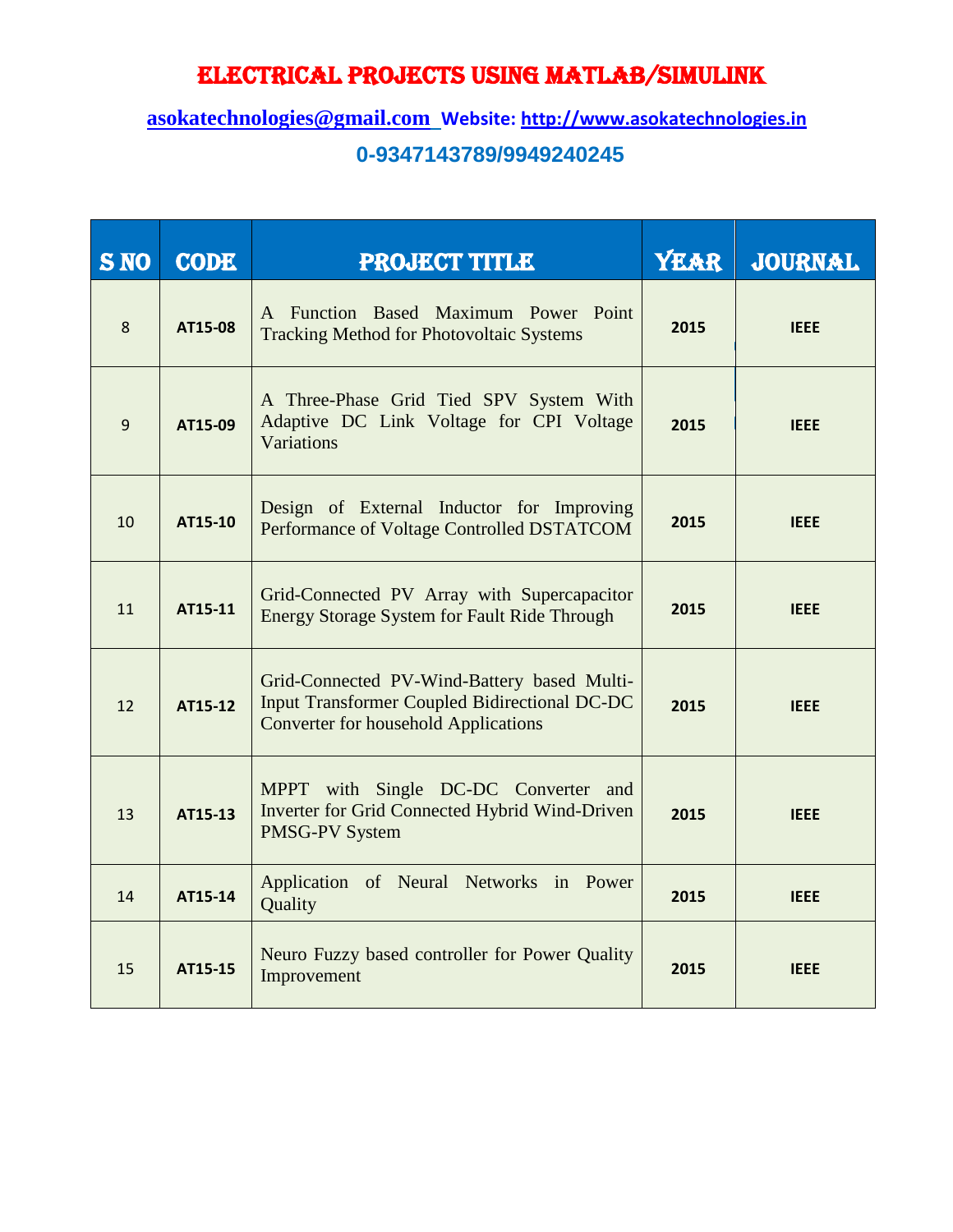# ELECTRICAL PROJECTS USING MATLAB/SIMULINK

**asokatechnologies@gmail.com Website: http://www.asokatechnologies.in**

**0-9347143789/9949240245**

| S NO | CODE | PROJECT TITLE | YEAR | JOURNAL |
|---|---|---|---|---|
| 8 | AT15-08 | A Function Based Maximum Power Point Tracking Method for Photovoltaic Systems | 2015 | IEEE |
| 9 | AT15-09 | A Three-Phase Grid Tied SPV System With Adaptive DC Link Voltage for CPI Voltage Variations | 2015 | IEEE |
| 10 | AT15-10 | Design of External Inductor for Improving Performance of Voltage Controlled DSTATCOM | 2015 | IEEE |
| 11 | AT15-11 | Grid-Connected PV Array with Supercapacitor Energy Storage System for Fault Ride Through | 2015 | IEEE |
| 12 | AT15-12 | Grid-Connected PV-Wind-Battery based Multi-Input Transformer Coupled Bidirectional DC-DC Converter for household Applications | 2015 | IEEE |
| 13 | AT15-13 | MPPT with Single DC-DC Converter and Inverter for Grid Connected Hybrid Wind-Driven PMSG-PV System | 2015 | IEEE |
| 14 | AT15-14 | Application of Neural Networks in Power Quality | 2015 | IEEE |
| 15 | AT15-15 | Neuro Fuzzy based controller for Power Quality Improvement | 2015 | IEEE |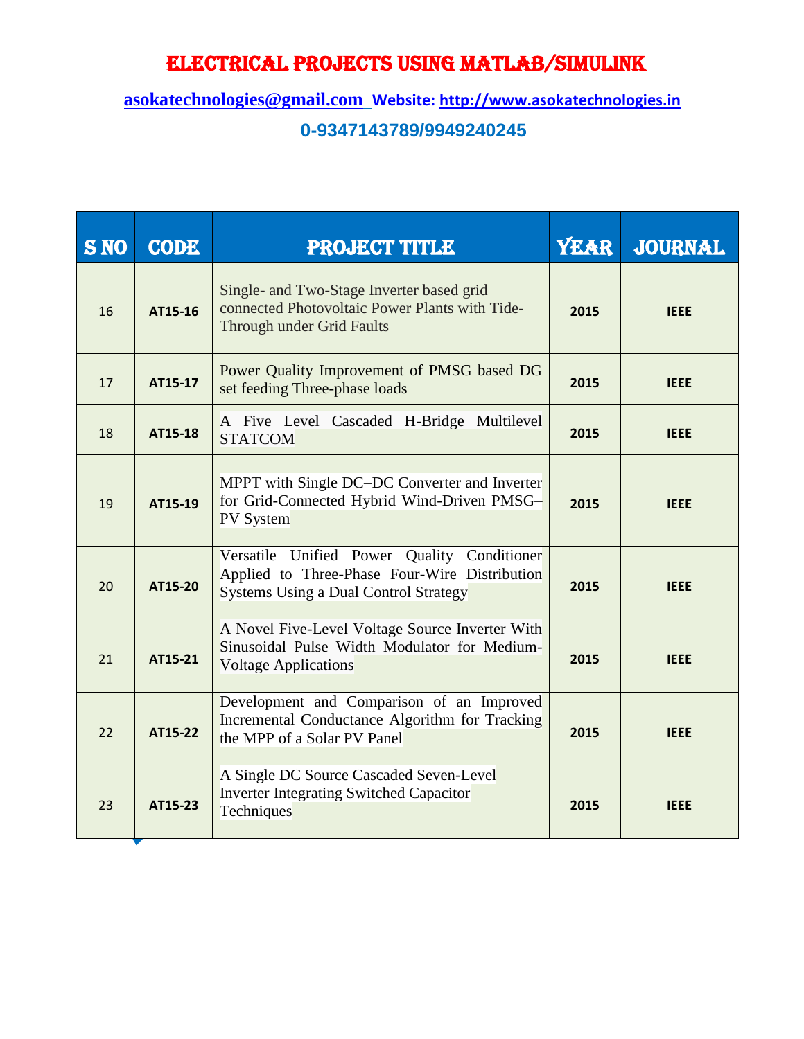# ELECTRICAL PROJECTS USING MATLAB/SIMULINK

asokatechnologies@gmail.com Website: http://www.asokatechnologies.in

**0-9347143789/9949240245**

| S NO | CODE | PROJECT TITLE | YEAR | JOURNAL |
|---|---|---|---|---|
| 16 | AT15-16 | Single- and Two-Stage Inverter based grid connected Photovoltaic Power Plants with Tide-Through under Grid Faults | 2015 | IEEE |
| 17 | AT15-17 | Power Quality Improvement of PMSG based DG set feeding Three-phase loads | 2015 | IEEE |
| 18 | AT15-18 | A Five Level Cascaded H-Bridge Multilevel STATCOM | 2015 | IEEE |
| 19 | AT15-19 | MPPT with Single DC–DC Converter and Inverter for Grid-Connected Hybrid Wind-Driven PMSG–PV System | 2015 | IEEE |
| 20 | AT15-20 | Versatile Unified Power Quality Conditioner Applied to Three-Phase Four-Wire Distribution Systems Using a Dual Control Strategy | 2015 | IEEE |
| 21 | AT15-21 | A Novel Five-Level Voltage Source Inverter With Sinusoidal Pulse Width Modulator for Medium-Voltage Applications | 2015 | IEEE |
| 22 | AT15-22 | Development and Comparison of an Improved Incremental Conductance Algorithm for Tracking the MPP of a Solar PV Panel | 2015 | IEEE |
| 23 | AT15-23 | A Single DC Source Cascaded Seven-Level Inverter Integrating Switched Capacitor Techniques | 2015 | IEEE |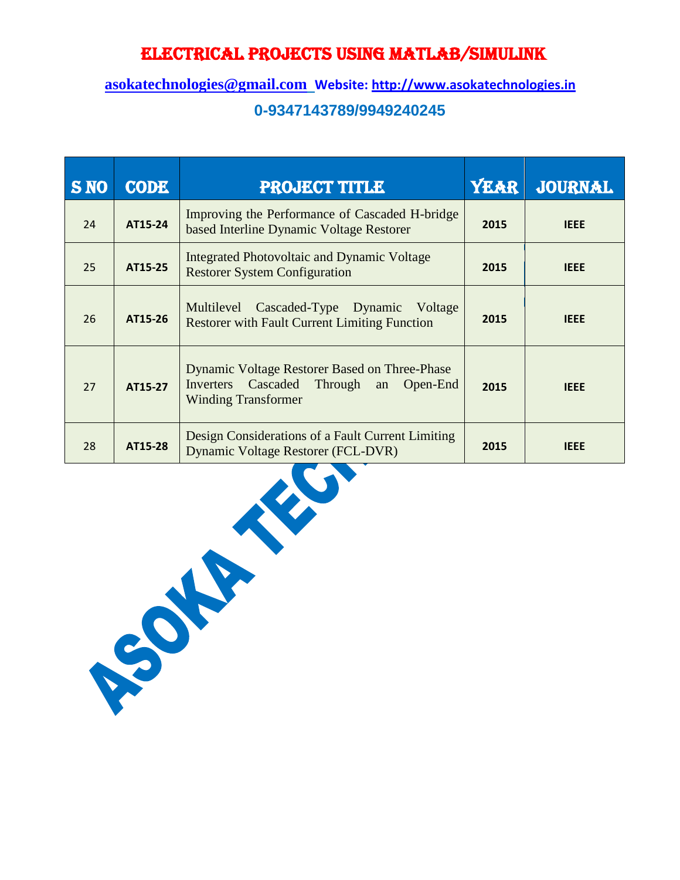# ELECTRICAL PROJECTS USING MATLAB/SIMULINK

**asokatechnologies@gmail.com Website: http://www.asokatechnologies.in**

**0-9347143789/9949240245**

| S NO | CODE | PROJECT TITLE | YEAR | JOURNAL |
|---|---|---|---|---|
| 24 | AT15-24 | Improving the Performance of Cascaded H-bridge based Interline Dynamic Voltage Restorer | 2015 | IEEE |
| 25 | AT15-25 | Integrated Photovoltaic and Dynamic Voltage Restorer System Configuration | 2015 | IEEE |
| 26 | AT15-26 | Multilevel Cascaded-Type Dynamic Voltage Restorer with Fault Current Limiting Function | 2015 | IEEE |
| 27 | AT15-27 | Dynamic Voltage Restorer Based on Three-Phase Inverters Cascaded Through an Open-End Winding Transformer | 2015 | IEEE |
| 28 | AT15-28 | Design Considerations of a Fault Current Limiting Dynamic Voltage Restorer (FCL-DVR) | 2015 | IEEE |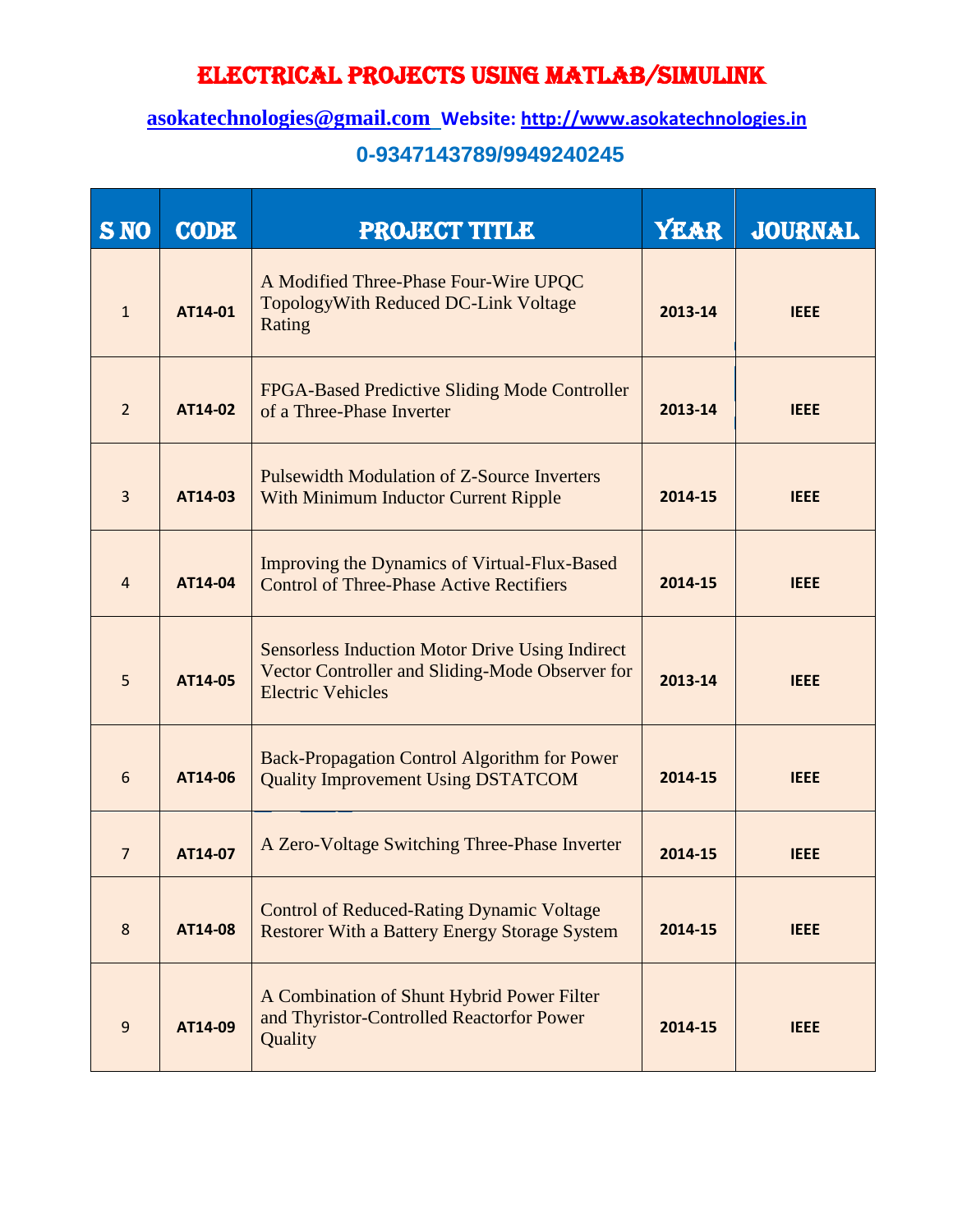# ELECTRICAL PROJECTS USING MATLAB/SIMULINK

**asokatechnologies@gmail.com Website: http://www.asokatechnologies.in**

**0-9347143789/9949240245**

| S NO | CODE | PROJECT TITLE | YEAR | JOURNAL |
|---|---|---|---|---|
| 1 | AT14-01 | A Modified Three-Phase Four-Wire UPQC TopologyWith Reduced DC-Link Voltage Rating | 2013-14 | IEEE |
| 2 | AT14-02 | FPGA-Based Predictive Sliding Mode Controller of a Three-Phase Inverter | 2013-14 | IEEE |
| 3 | AT14-03 | Pulsewidth Modulation of Z-Source Inverters With Minimum Inductor Current Ripple | 2014-15 | IEEE |
| 4 | AT14-04 | Improving the Dynamics of Virtual-Flux-Based Control of Three-Phase Active Rectifiers | 2014-15 | IEEE |
| 5 | AT14-05 | Sensorless Induction Motor Drive Using Indirect Vector Controller and Sliding-Mode Observer for Electric Vehicles | 2013-14 | IEEE |
| 6 | AT14-06 | Back-Propagation Control Algorithm for Power Quality Improvement Using DSTATCOM | 2014-15 | IEEE |
| 7 | AT14-07 | A Zero-Voltage Switching Three-Phase Inverter | 2014-15 | IEEE |
| 8 | AT14-08 | Control of Reduced-Rating Dynamic Voltage Restorer With a Battery Energy Storage System | 2014-15 | IEEE |
| 9 | AT14-09 | A Combination of Shunt Hybrid Power Filter and Thyristor-Controlled Reactorfor Power Quality | 2014-15 | IEEE |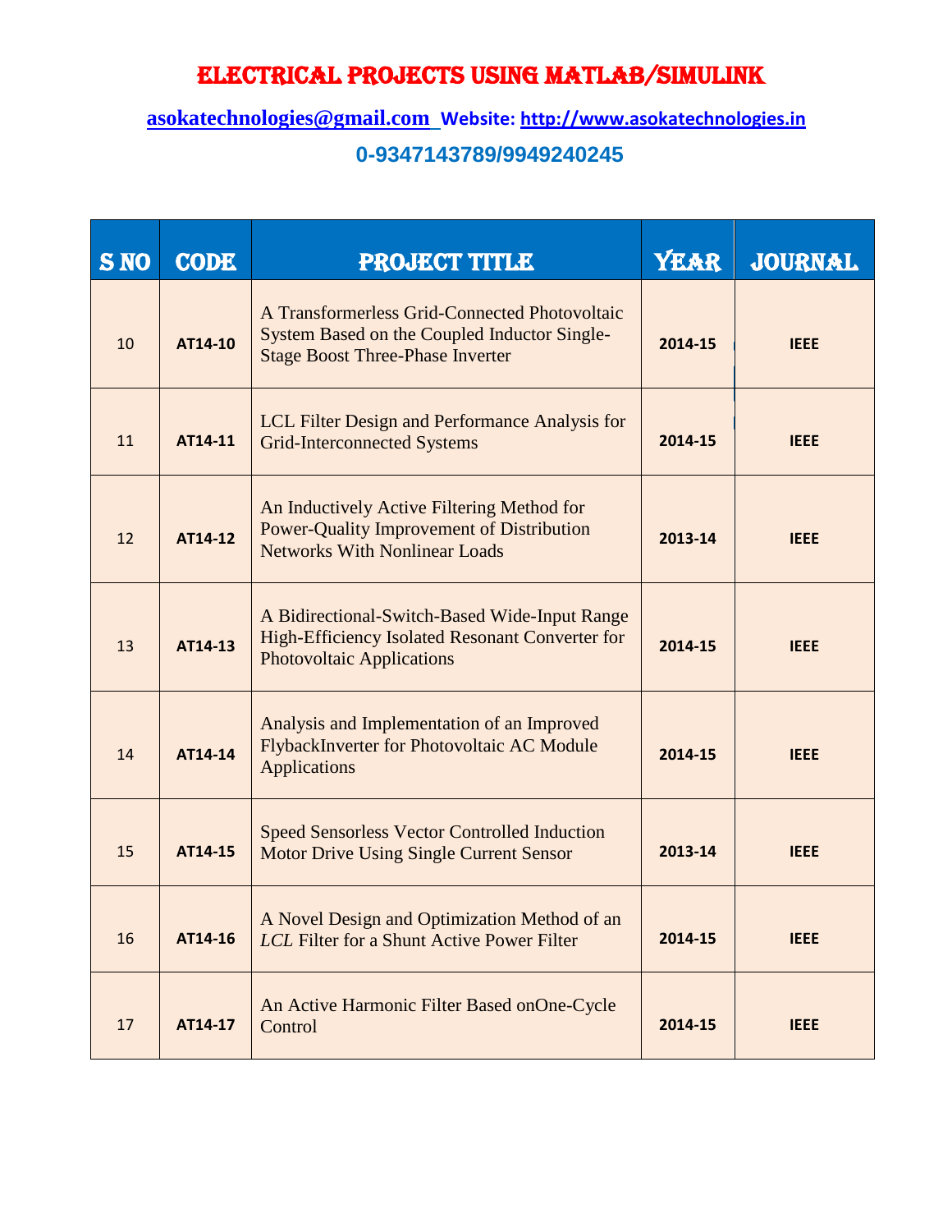# ELECTRICAL PROJECTS USING MATLAB/SIMULINK

**asokatechnologies@gmail.com Website: http://www.asokatechnologies.in**

## 0-9347143789/9949240245

| S NO | CODE | PROJECT TITLE | YEAR | JOURNAL |
|---|---|---|---|---|
| 10 | **AT14-10** | A Transformerless Grid-Connected Photovoltaic System Based on the Coupled Inductor Single-Stage Boost Three-Phase Inverter | **2014-15** | **IEEE** |
| 11 | **AT14-11** | LCL Filter Design and Performance Analysis for Grid-Interconnected Systems | **2014-15** | **IEEE** |
| 12 | **AT14-12** | An Inductively Active Filtering Method for Power-Quality Improvement of Distribution Networks With Nonlinear Loads | **2013-14** | **IEEE** |
| 13 | **AT14-13** | A Bidirectional-Switch-Based Wide-Input Range High-Efficiency Isolated Resonant Converter for Photovoltaic Applications | **2014-15** | **IEEE** |
| 14 | **AT14-14** | Analysis and Implementation of an Improved FlybackInverter for Photovoltaic AC Module Applications | **2014-15** | **IEEE** |
| 15 | **AT14-15** | Speed Sensorless Vector Controlled Induction Motor Drive Using Single Current Sensor | **2013-14** | **IEEE** |
| 16 | **AT14-16** | A Novel Design and Optimization Method of an *LCL* Filter for a Shunt Active Power Filter | **2014-15** | **IEEE** |
| 17 | **AT14-17** | An Active Harmonic Filter Based onOne-Cycle Control | **2014-15** | **IEEE** |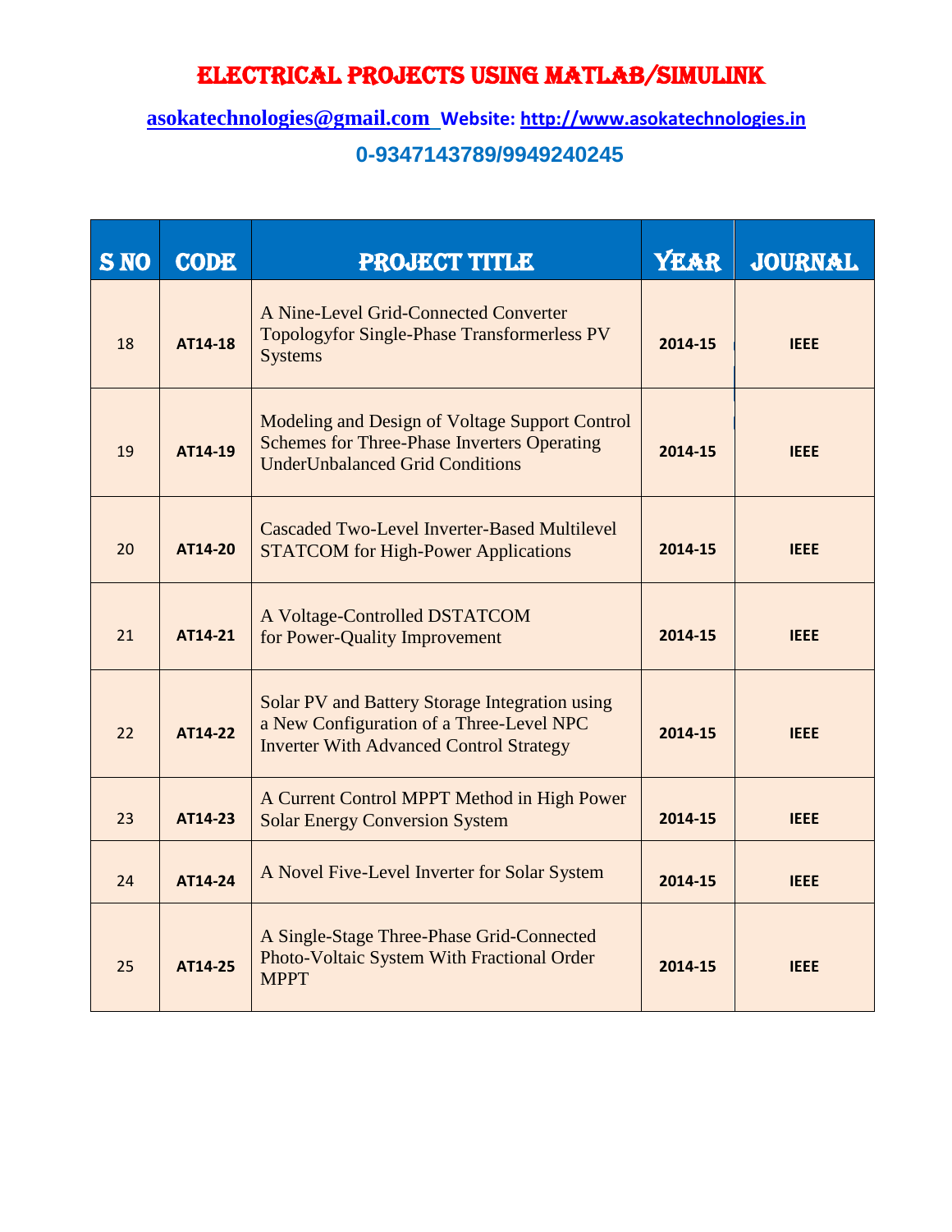# ELECTRICAL PROJECTS USING MATLAB/SIMULINK

asokatechnologies@gmail.com Website: http://www.asokatechnologies.in

0-9347143789/9949240245

| S NO | CODE | PROJECT TITLE | YEAR | JOURNAL |
|---|---|---|---|---|
| 18 | AT14-18 | A Nine-Level Grid-Connected Converter Topologyfor Single-Phase Transformerless PV Systems | 2014-15 | IEEE |
| 19 | AT14-19 | Modeling and Design of Voltage Support Control Schemes for Three-Phase Inverters Operating UnderUnbalanced Grid Conditions | 2014-15 | IEEE |
| 20 | AT14-20 | Cascaded Two-Level Inverter-Based Multilevel STATCOM for High-Power Applications | 2014-15 | IEEE |
| 21 | AT14-21 | A Voltage-Controlled DSTATCOM for Power-Quality Improvement | 2014-15 | IEEE |
| 22 | AT14-22 | Solar PV and Battery Storage Integration using a New Configuration of a Three-Level NPC Inverter With Advanced Control Strategy | 2014-15 | IEEE |
| 23 | AT14-23 | A Current Control MPPT Method in High Power Solar Energy Conversion System | 2014-15 | IEEE |
| 24 | AT14-24 | A Novel Five-Level Inverter for Solar System | 2014-15 | IEEE |
| 25 | AT14-25 | A Single-Stage Three-Phase Grid-Connected Photo-Voltaic System With Fractional Order MPPT | 2014-15 | IEEE |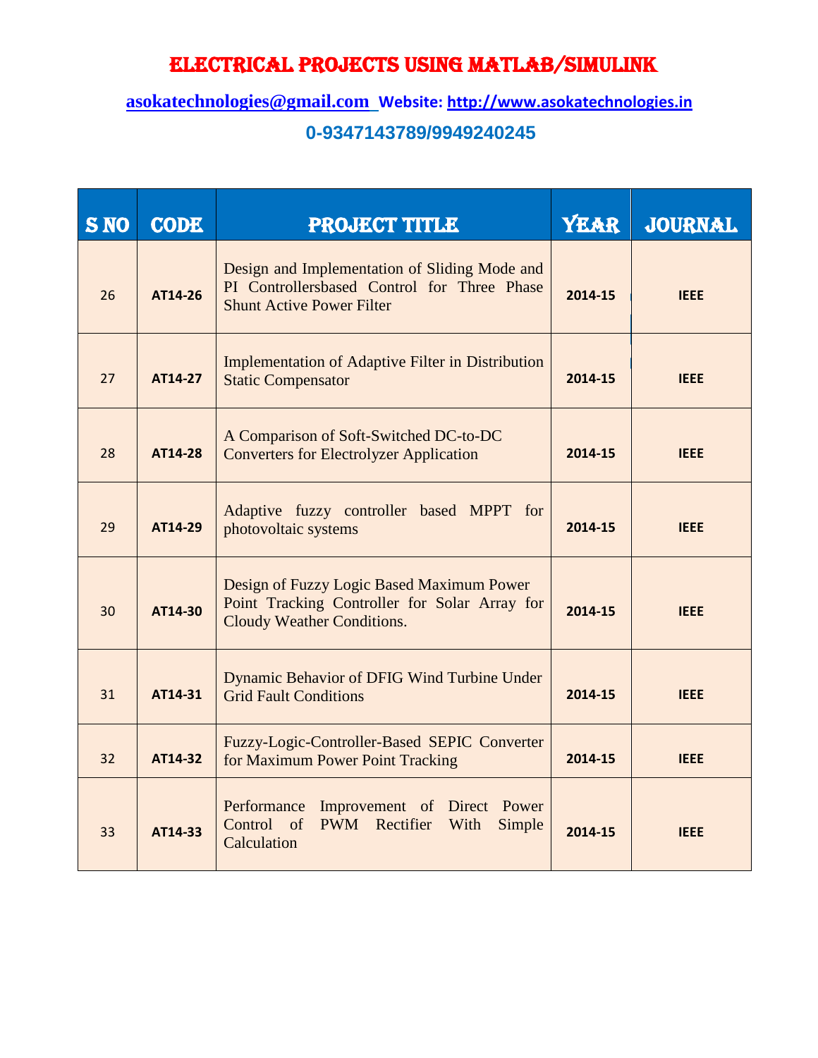# ELECTRICAL PROJECTS USING MATLAB/SIMULINK

**asokatechnologies@gmail.com Website: http://www.asokatechnologies.in**

**0-9347143789/9949240245**

| S NO | CODE | PROJECT TITLE | YEAR | JOURNAL |
|---|---|---|---|---|
| 26 | **AT14-26** | Design and Implementation of Sliding Mode and PI Controllersbased Control for Three Phase Shunt Active Power Filter | **2014-15** | **IEEE** |
| 27 | **AT14-27** | Implementation of Adaptive Filter in Distribution Static Compensator | **2014-15** | **IEEE** |
| 28 | **AT14-28** | A Comparison of Soft-Switched DC-to-DC Converters for Electrolyzer Application | **2014-15** | **IEEE** |
| 29 | **AT14-29** | Adaptive fuzzy controller based MPPT for photovoltaic systems | **2014-15** | **IEEE** |
| 30 | **AT14-30** | Design of Fuzzy Logic Based Maximum Power Point Tracking Controller for Solar Array for Cloudy Weather Conditions. | **2014-15** | **IEEE** |
| 31 | **AT14-31** | Dynamic Behavior of DFIG Wind Turbine Under Grid Fault Conditions | **2014-15** | **IEEE** |
| 32 | **AT14-32** | Fuzzy-Logic-Controller-Based SEPIC Converter for Maximum Power Point Tracking | **2014-15** | **IEEE** |
| 33 | **AT14-33** | Performance Improvement of Direct Power Control of PWM Rectifier With Simple Calculation | **2014-15** | **IEEE** |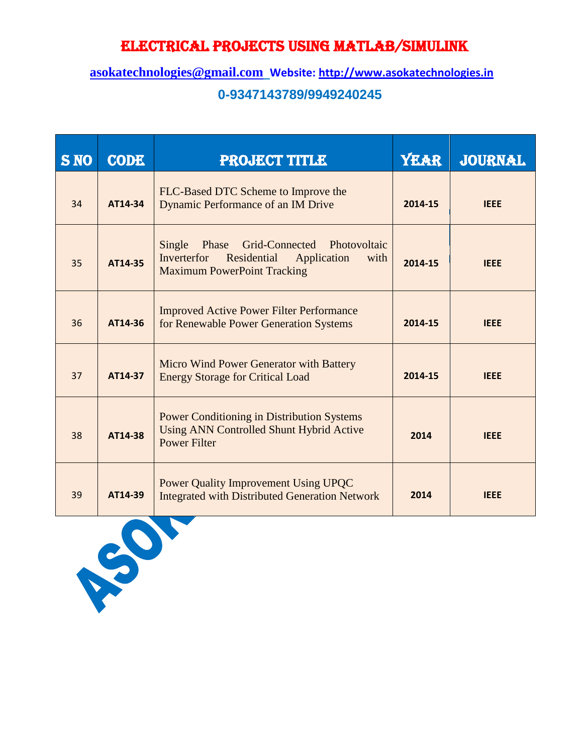# ELECTRICAL PROJECTS USING MATLAB/SIMULINK

**asokatechnologies@gmail.com Website: http://www.asokatechnologies.in**

**0-9347143789/9949240245**

| S NO | CODE | PROJECT TITLE | YEAR | JOURNAL |
|---|---|---|---|---|
| 34 | **AT14-34** | FLC-Based DTC Scheme to Improve the Dynamic Performance of an IM Drive | **2014-15** | **IEEE** |
| 35 | **AT14-35** | Single Phase Grid-Connected Photovoltaic Inverterfor Residential Application with Maximum PowerPoint Tracking | **2014-15** | **IEEE** |
| 36 | **AT14-36** | Improved Active Power Filter Performance for Renewable Power Generation Systems | **2014-15** | **IEEE** |
| 37 | **AT14-37** | Micro Wind Power Generator with Battery Energy Storage for Critical Load | **2014-15** | **IEEE** |
| 38 | **AT14-38** | Power Conditioning in Distribution Systems Using ANN Controlled Shunt Hybrid Active Power Filter | **2014** | **IEEE** |
| 39 | **AT14-39** | Power Quality Improvement Using UPQC Integrated with Distributed Generation Network | **2014** | **IEEE** |